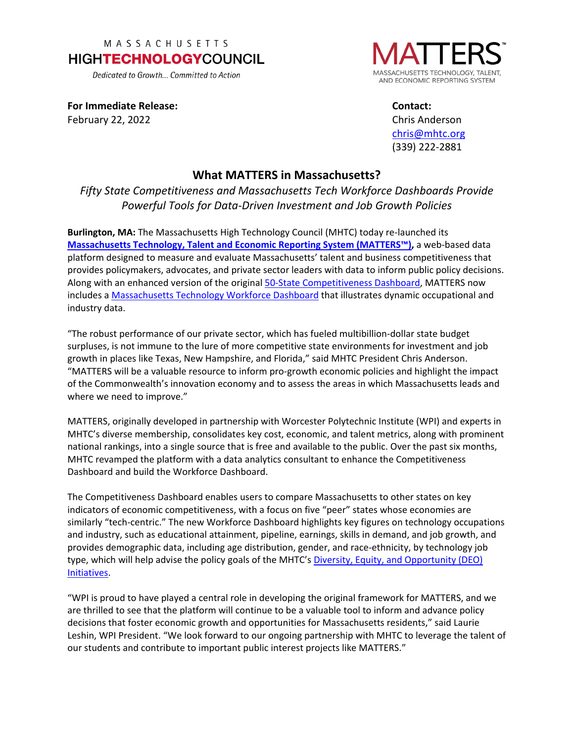MASSACHUSETTS
HIGH**TECHNOLOGY**COUNCIL
*Dedicated to Growth... Committed to Action*

MATTERS™
MASSACHUSETTS TECHNOLOGY, TALENT, AND ECONOMIC REPORTING SYSTEM

**For Immediate Release:**
February 22, 2022

**Contact:**
Chris Anderson
chris@mhtc.org
(339) 222-2881

# What MATTERS in Massachusetts?

*Fifty State Competitiveness and Massachusetts Tech Workforce Dashboards Provide Powerful Tools for Data-Driven Investment and Job Growth Policies*

**Burlington, MA:** The Massachusetts High Technology Council (MHTC) today re-launched its **Massachusetts Technology, Talent and Economic Reporting System (MATTERS™),** a web-based data platform designed to measure and evaluate Massachusetts' talent and business competitiveness that provides policymakers, advocates, and private sector leaders with data to inform public policy decisions. Along with an enhanced version of the original 50-State Competitiveness Dashboard, MATTERS now includes a Massachusetts Technology Workforce Dashboard that illustrates dynamic occupational and industry data.

"The robust performance of our private sector, which has fueled multibillion-dollar state budget surpluses, is not immune to the lure of more competitive state environments for investment and job growth in places like Texas, New Hampshire, and Florida," said MHTC President Chris Anderson. "MATTERS will be a valuable resource to inform pro-growth economic policies and highlight the impact of the Commonwealth's innovation economy and to assess the areas in which Massachusetts leads and where we need to improve."

MATTERS, originally developed in partnership with Worcester Polytechnic Institute (WPI) and experts in MHTC's diverse membership, consolidates key cost, economic, and talent metrics, along with prominent national rankings, into a single source that is free and available to the public. Over the past six months, MHTC revamped the platform with a data analytics consultant to enhance the Competitiveness Dashboard and build the Workforce Dashboard.

The Competitiveness Dashboard enables users to compare Massachusetts to other states on key indicators of economic competitiveness, with a focus on five "peer" states whose economies are similarly "tech-centric." The new Workforce Dashboard highlights key figures on technology occupations and industry, such as educational attainment, pipeline, earnings, skills in demand, and job growth, and provides demographic data, including age distribution, gender, and race-ethnicity, by technology job type, which will help advise the policy goals of the MHTC's Diversity, Equity, and Opportunity (DEO) Initiatives.

"WPI is proud to have played a central role in developing the original framework for MATTERS, and we are thrilled to see that the platform will continue to be a valuable tool to inform and advance policy decisions that foster economic growth and opportunities for Massachusetts residents," said Laurie Leshin, WPI President. "We look forward to our ongoing partnership with MHTC to leverage the talent of our students and contribute to important public interest projects like MATTERS."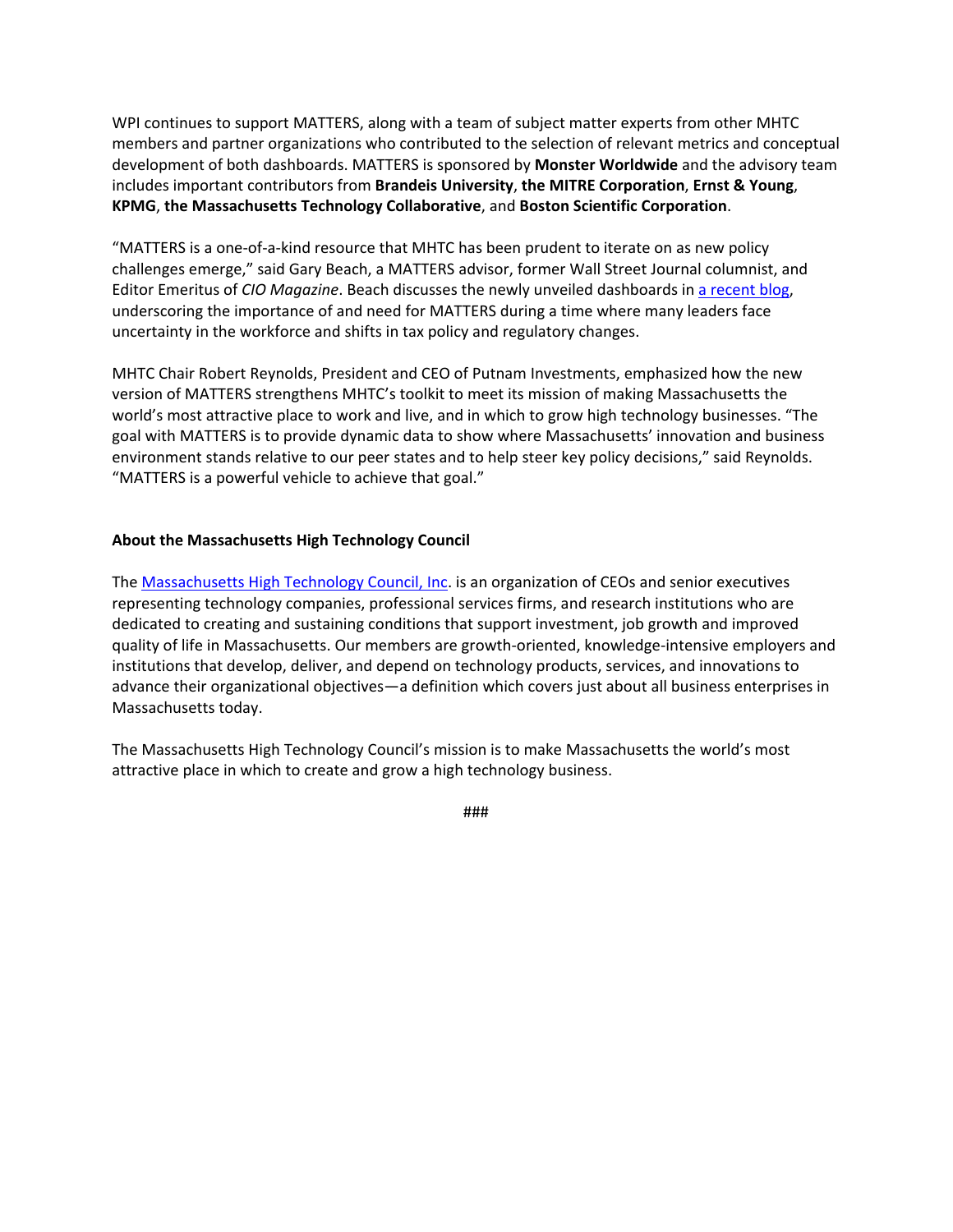WPI continues to support MATTERS, along with a team of subject matter experts from other MHTC members and partner organizations who contributed to the selection of relevant metrics and conceptual development of both dashboards. MATTERS is sponsored by **Monster Worldwide** and the advisory team includes important contributors from **Brandeis University**, **the MITRE Corporation**, **Ernst & Young**, **KPMG**, **the Massachusetts Technology Collaborative**, and **Boston Scientific Corporation**.

“MATTERS is a one-of-a-kind resource that MHTC has been prudent to iterate on as new policy challenges emerge,” said Gary Beach, a MATTERS advisor, former Wall Street Journal columnist, and Editor Emeritus of *CIO Magazine*. Beach discusses the newly unveiled dashboards in [a recent blog](), underscoring the importance of and need for MATTERS during a time where many leaders face uncertainty in the workforce and shifts in tax policy and regulatory changes.

MHTC Chair Robert Reynolds, President and CEO of Putnam Investments, emphasized how the new version of MATTERS strengthens MHTC’s toolkit to meet its mission of making Massachusetts the world’s most attractive place to work and live, and in which to grow high technology businesses. “The goal with MATTERS is to provide dynamic data to show where Massachusetts’ innovation and business environment stands relative to our peer states and to help steer key policy decisions,” said Reynolds. “MATTERS is a powerful vehicle to achieve that goal.”

**About the Massachusetts High Technology Council**

The [Massachusetts High Technology Council, Inc](). is an organization of CEOs and senior executives representing technology companies, professional services firms, and research institutions who are dedicated to creating and sustaining conditions that support investment, job growth and improved quality of life in Massachusetts. Our members are growth-oriented, knowledge-intensive employers and institutions that develop, deliver, and depend on technology products, services, and innovations to advance their organizational objectives—a definition which covers just about all business enterprises in Massachusetts today.

The Massachusetts High Technology Council’s mission is to make Massachusetts the world’s most attractive place in which to create and grow a high technology business.

###